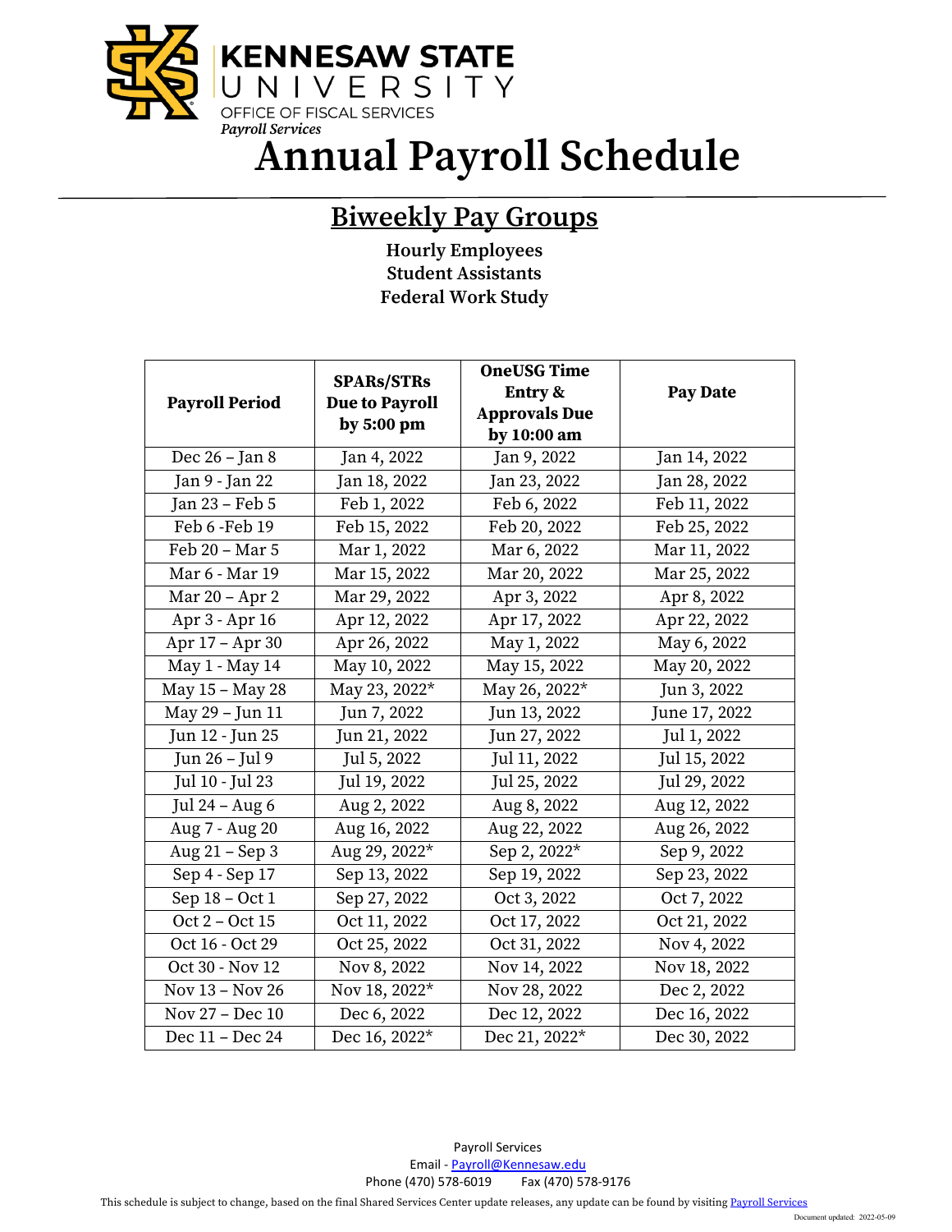**KENNESAW STATE UNIVERSITY**
OFFICE OF FISCAL SERVICES
*Payroll Services*

# Annual Payroll Schedule

## Biweekly Pay Groups

**Hourly Employees**
**Student Assistants**
**Federal Work Study**

| Payroll Period | SPARs/STRs Due to Payroll by 5:00 pm | OneUSG Time Entry & Approvals Due by 10:00 am | Pay Date |
|---|---|---|---|
| Dec 26 – Jan 8 | Jan 4, 2022 | Jan 9, 2022 | Jan 14, 2022 |
| Jan 9 - Jan 22 | Jan 18, 2022 | Jan 23, 2022 | Jan 28, 2022 |
| Jan 23 – Feb 5 | Feb 1, 2022 | Feb 6, 2022 | Feb 11, 2022 |
| Feb 6 -Feb 19 | Feb 15, 2022 | Feb 20, 2022 | Feb 25, 2022 |
| Feb 20 – Mar 5 | Mar 1, 2022 | Mar 6, 2022 | Mar 11, 2022 |
| Mar 6 - Mar 19 | Mar 15, 2022 | Mar 20, 2022 | Mar 25, 2022 |
| Mar 20 – Apr 2 | Mar 29, 2022 | Apr 3, 2022 | Apr 8, 2022 |
| Apr 3 - Apr 16 | Apr 12, 2022 | Apr 17, 2022 | Apr 22, 2022 |
| Apr 17 – Apr 30 | Apr 26, 2022 | May 1, 2022 | May 6, 2022 |
| May 1 - May 14 | May 10, 2022 | May 15, 2022 | May 20, 2022 |
| May 15 – May 28 | May 23, 2022* | May 26, 2022* | Jun 3, 2022 |
| May 29 – Jun 11 | Jun 7, 2022 | Jun 13, 2022 | June 17, 2022 |
| Jun 12 - Jun 25 | Jun 21, 2022 | Jun 27, 2022 | Jul 1, 2022 |
| Jun 26 – Jul 9 | Jul 5, 2022 | Jul 11, 2022 | Jul 15, 2022 |
| Jul 10 - Jul 23 | Jul 19, 2022 | Jul 25, 2022 | Jul 29, 2022 |
| Jul 24 – Aug 6 | Aug 2, 2022 | Aug 8, 2022 | Aug 12, 2022 |
| Aug 7 - Aug 20 | Aug 16, 2022 | Aug 22, 2022 | Aug 26, 2022 |
| Aug 21 – Sep 3 | Aug 29, 2022* | Sep 2, 2022* | Sep 9, 2022 |
| Sep 4 - Sep 17 | Sep 13, 2022 | Sep 19, 2022 | Sep 23, 2022 |
| Sep 18 – Oct 1 | Sep 27, 2022 | Oct 3, 2022 | Oct 7, 2022 |
| Oct 2 – Oct 15 | Oct 11, 2022 | Oct 17, 2022 | Oct 21, 2022 |
| Oct 16 - Oct 29 | Oct 25, 2022 | Oct 31, 2022 | Nov 4, 2022 |
| Oct 30 - Nov 12 | Nov 8, 2022 | Nov 14, 2022 | Nov 18, 2022 |
| Nov 13 – Nov 26 | Nov 18, 2022* | Nov 28, 2022 | Dec 2, 2022 |
| Nov 27 – Dec 10 | Dec 6, 2022 | Dec 12, 2022 | Dec 16, 2022 |
| Dec 11 – Dec 24 | Dec 16, 2022* | Dec 21, 2022* | Dec 30, 2022 |

Payroll Services
Email - Payroll@Kennesaw.edu
Phone (470) 578-6019 Fax (470) 578-9176

This schedule is subject to change, based on the final Shared Services Center update releases, any update can be found by visiting Payroll Services

Document updated: 2022-05-09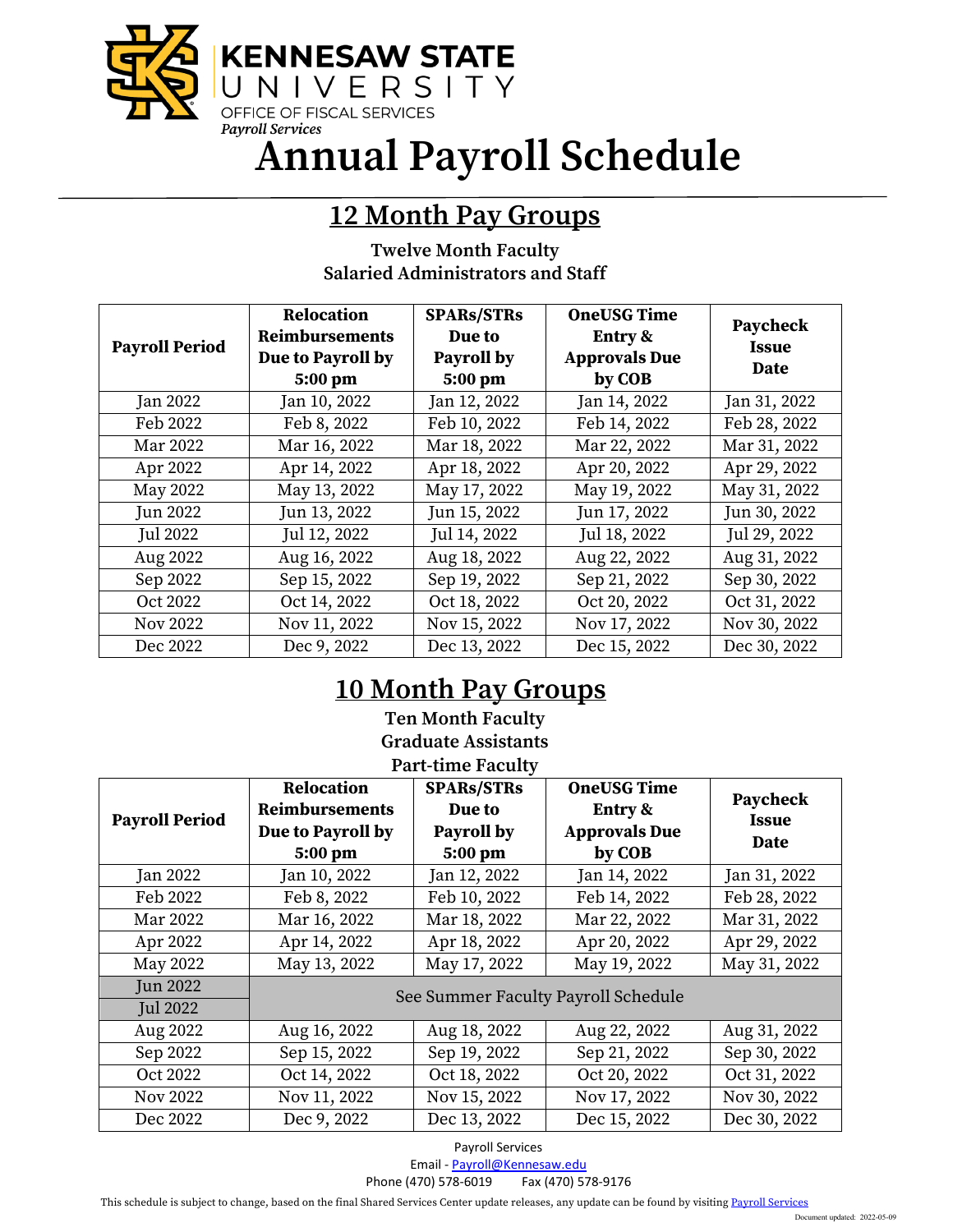KENNESAW STATE UNIVERSITY

OFFICE OF FISCAL SERVICES

*Payroll Services*

# Annual Payroll Schedule

## 12 Month Pay Groups

**Twelve Month Faculty**
**Salaried Administrators and Staff**

| Payroll Period | Relocation Reimbursements Due to Payroll by 5:00 pm | SPARs/STRs Due to Payroll by 5:00 pm | OneUSG Time Entry & Approvals Due by COB | Paycheck Issue Date |
|---|---|---|---|---|
| Jan 2022 | Jan 10, 2022 | Jan 12, 2022 | Jan 14, 2022 | Jan 31, 2022 |
| Feb 2022 | Feb 8, 2022 | Feb 10, 2022 | Feb 14, 2022 | Feb 28, 2022 |
| Mar 2022 | Mar 16, 2022 | Mar 18, 2022 | Mar 22, 2022 | Mar 31, 2022 |
| Apr 2022 | Apr 14, 2022 | Apr 18, 2022 | Apr 20, 2022 | Apr 29, 2022 |
| May 2022 | May 13, 2022 | May 17, 2022 | May 19, 2022 | May 31, 2022 |
| Jun 2022 | Jun 13, 2022 | Jun 15, 2022 | Jun 17, 2022 | Jun 30, 2022 |
| Jul 2022 | Jul 12, 2022 | Jul 14, 2022 | Jul 18, 2022 | Jul 29, 2022 |
| Aug 2022 | Aug 16, 2022 | Aug 18, 2022 | Aug 22, 2022 | Aug 31, 2022 |
| Sep 2022 | Sep 15, 2022 | Sep 19, 2022 | Sep 21, 2022 | Sep 30, 2022 |
| Oct 2022 | Oct 14, 2022 | Oct 18, 2022 | Oct 20, 2022 | Oct 31, 2022 |
| Nov 2022 | Nov 11, 2022 | Nov 15, 2022 | Nov 17, 2022 | Nov 30, 2022 |
| Dec 2022 | Dec 9, 2022 | Dec 13, 2022 | Dec 15, 2022 | Dec 30, 2022 |

## 10 Month Pay Groups

**Ten Month Faculty**
**Graduate Assistants**
**Part-time Faculty**

| Payroll Period | Relocation Reimbursements Due to Payroll by 5:00 pm | SPARs/STRs Due to Payroll by 5:00 pm | OneUSG Time Entry & Approvals Due by COB | Paycheck Issue Date |
|---|---|---|---|---|
| Jan 2022 | Jan 10, 2022 | Jan 12, 2022 | Jan 14, 2022 | Jan 31, 2022 |
| Feb 2022 | Feb 8, 2022 | Feb 10, 2022 | Feb 14, 2022 | Feb 28, 2022 |
| Mar 2022 | Mar 16, 2022 | Mar 18, 2022 | Mar 22, 2022 | Mar 31, 2022 |
| Apr 2022 | Apr 14, 2022 | Apr 18, 2022 | Apr 20, 2022 | Apr 29, 2022 |
| May 2022 | May 13, 2022 | May 17, 2022 | May 19, 2022 | May 31, 2022 |
| Jun 2022 | See Summer Faculty Payroll Schedule | | | |
| Jul 2022 | | | | |
| Aug 2022 | Aug 16, 2022 | Aug 18, 2022 | Aug 22, 2022 | Aug 31, 2022 |
| Sep 2022 | Sep 15, 2022 | Sep 19, 2022 | Sep 21, 2022 | Sep 30, 2022 |
| Oct 2022 | Oct 14, 2022 | Oct 18, 2022 | Oct 20, 2022 | Oct 31, 2022 |
| Nov 2022 | Nov 11, 2022 | Nov 15, 2022 | Nov 17, 2022 | Nov 30, 2022 |
| Dec 2022 | Dec 9, 2022 | Dec 13, 2022 | Dec 15, 2022 | Dec 30, 2022 |

Payroll Services
Email - Payroll@Kennesaw.edu
Phone (470) 578-6019 Fax (470) 578-9176

This schedule is subject to change, based on the final Shared Services Center update releases, any update can be found by visiting Payroll Services

Document updated: 2022-05-09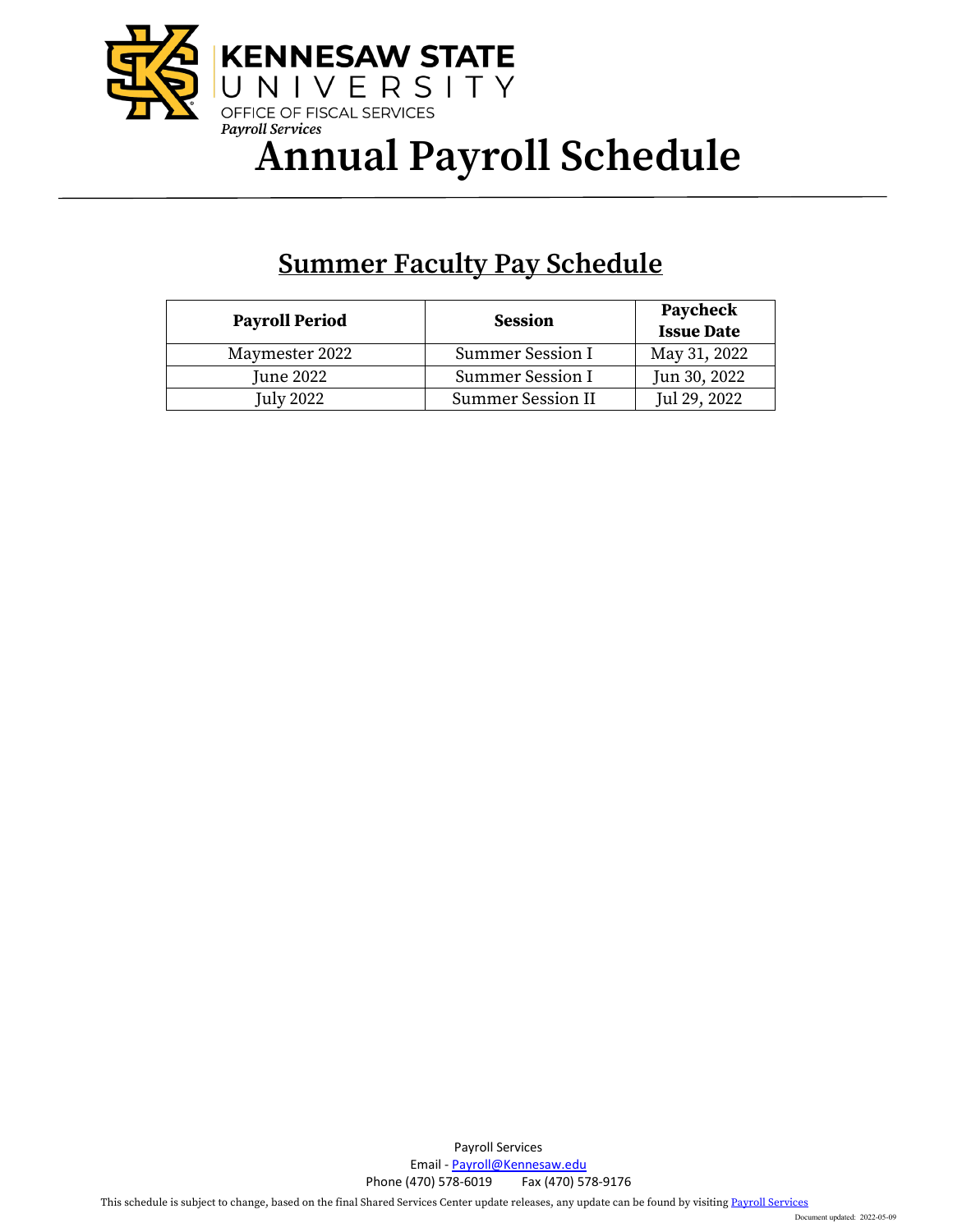KENNESAW STATE UNIVERSITY
OFFICE OF FISCAL SERVICES
*Payroll Services*

# Annual Payroll Schedule

## Summer Faculty Pay Schedule

| Payroll Period | Session | Paycheck Issue Date |
| --- | --- | --- |
| Maymester 2022 | Summer Session I | May 31, 2022 |
| June 2022 | Summer Session I | Jun 30, 2022 |
| July 2022 | Summer Session II | Jul 29, 2022 |

Payroll Services
Email - Payroll@Kennesaw.edu
Phone (470) 578-6019 Fax (470) 578-9176

This schedule is subject to change, based on the final Shared Services Center update releases, any update can be found by visiting Payroll Services

Document updated: 2022-05-09